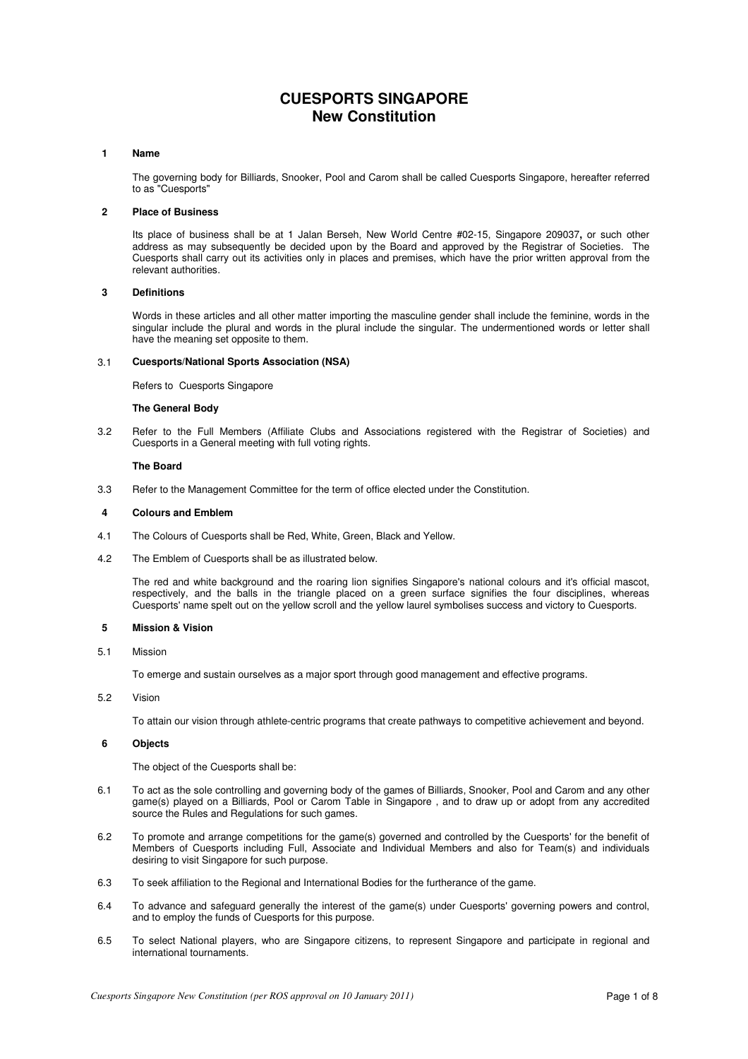# CUESPORTS SINGAPORE
## New Constitution

### 1 Name

The governing body for Billiards, Snooker, Pool and Carom shall be called Cuesports Singapore, hereafter referred to as "Cuesports"

### 2 Place of Business

Its place of business shall be at 1 Jalan Berseh, New World Centre #02-15, Singapore 209037**,** or such other address as may subsequently be decided upon by the Board and approved by the Registrar of Societies. The Cuesports shall carry out its activities only in places and premises, which have the prior written approval from the relevant authorities.

### 3 Definitions

Words in these articles and all other matter importing the masculine gender shall include the feminine, words in the singular include the plural and words in the plural include the singular. The undermentioned words or letter shall have the meaning set opposite to them.

3.1 **Cuesports/National Sports Association (NSA)**

Refers to Cuesports Singapore

**The General Body**

3.2 Refer to the Full Members (Affiliate Clubs and Associations registered with the Registrar of Societies) and Cuesports in a General meeting with full voting rights.

**The Board**

3.3 Refer to the Management Committee for the term of office elected under the Constitution.

### 4 Colours and Emblem

4.1 The Colours of Cuesports shall be Red, White, Green, Black and Yellow.

4.2 The Emblem of Cuesports shall be as illustrated below.

The red and white background and the roaring lion signifies Singapore's national colours and it's official mascot, respectively, and the balls in the triangle placed on a green surface signifies the four disciplines, whereas Cuesports' name spelt out on the yellow scroll and the yellow laurel symbolises success and victory to Cuesports.

### 5 Mission & Vision

5.1 Mission

To emerge and sustain ourselves as a major sport through good management and effective programs.

5.2 Vision

To attain our vision through athlete-centric programs that create pathways to competitive achievement and beyond.

### 6 Objects

The object of the Cuesports shall be:

6.1 To act as the sole controlling and governing body of the games of Billiards, Snooker, Pool and Carom and any other game(s) played on a Billiards, Pool or Carom Table in Singapore , and to draw up or adopt from any accredited source the Rules and Regulations for such games.

6.2 To promote and arrange competitions for the game(s) governed and controlled by the Cuesports' for the benefit of Members of Cuesports including Full, Associate and Individual Members and also for Team(s) and individuals desiring to visit Singapore for such purpose.

6.3 To seek affiliation to the Regional and International Bodies for the furtherance of the game.

6.4 To advance and safeguard generally the interest of the game(s) under Cuesports' governing powers and control, and to employ the funds of Cuesports for this purpose.

6.5 To select National players, who are Singapore citizens, to represent Singapore and participate in regional and international tournaments.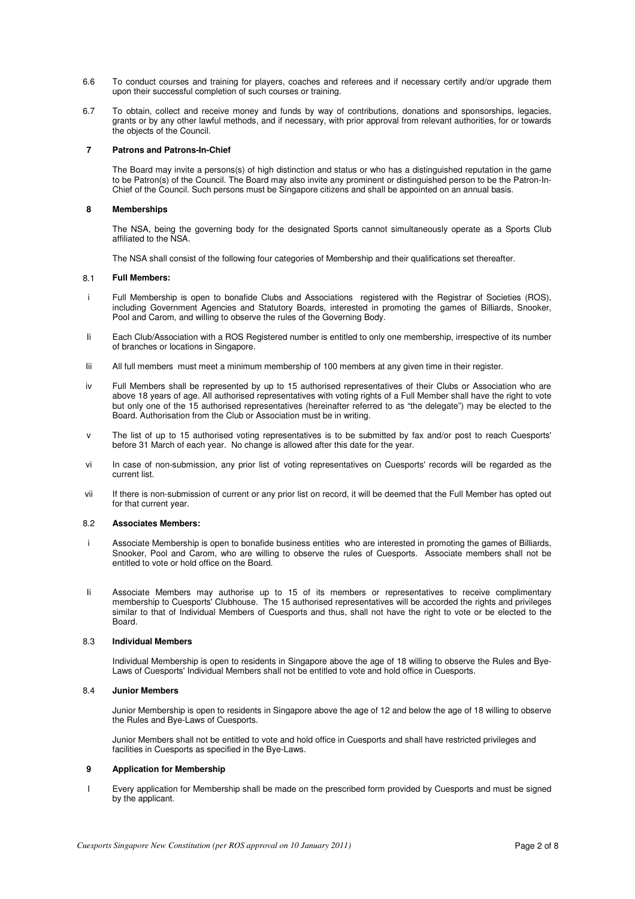6.6 To conduct courses and training for players, coaches and referees and if necessary certify and/or upgrade them upon their successful completion of such courses or training.

6.7 To obtain, collect and receive money and funds by way of contributions, donations and sponsorships, legacies, grants or by any other lawful methods, and if necessary, with prior approval from relevant authorities, for or towards the objects of the Council.

## 7 Patrons and Patrons-In-Chief

The Board may invite a persons(s) of high distinction and status or who has a distinguished reputation in the game to be Patron(s) of the Council. The Board may also invite any prominent or distinguished person to be the Patron-In-Chief of the Council. Such persons must be Singapore citizens and shall be appointed on an annual basis.

## 8 Memberships

The NSA, being the governing body for the designated Sports cannot simultaneously operate as a Sports Club affiliated to the NSA.

The NSA shall consist of the following four categories of Membership and their qualifications set thereafter.

### 8.1 Full Members:

i Full Membership is open to bonafide Clubs and Associations registered with the Registrar of Societies (ROS), including Government Agencies and Statutory Boards, interested in promoting the games of Billiards, Snooker, Pool and Carom, and willing to observe the rules of the Governing Body.

Ii Each Club/Association with a ROS Registered number is entitled to only one membership, irrespective of its number of branches or locations in Singapore.

Iii All full members must meet a minimum membership of 100 members at any given time in their register.

iv Full Members shall be represented by up to 15 authorised representatives of their Clubs or Association who are above 18 years of age. All authorised representatives with voting rights of a Full Member shall have the right to vote but only one of the 15 authorised representatives (hereinafter referred to as "the delegate") may be elected to the Board. Authorisation from the Club or Association must be in writing.

v The list of up to 15 authorised voting representatives is to be submitted by fax and/or post to reach Cuesports' before 31 March of each year. No change is allowed after this date for the year.

vi In case of non-submission, any prior list of voting representatives on Cuesports' records will be regarded as the current list.

vii If there is non-submission of current or any prior list on record, it will be deemed that the Full Member has opted out for that current year.

### 8.2 Associates Members:

i Associate Membership is open to bonafide business entities who are interested in promoting the games of Billiards, Snooker, Pool and Carom, who are willing to observe the rules of Cuesports. Associate members shall not be entitled to vote or hold office on the Board.

Ii Associate Members may authorise up to 15 of its members or representatives to receive complimentary membership to Cuesports' Clubhouse. The 15 authorised representatives will be accorded the rights and privileges similar to that of Individual Members of Cuesports and thus, shall not have the right to vote or be elected to the Board.

### 8.3 Individual Members

Individual Membership is open to residents in Singapore above the age of 18 willing to observe the Rules and Bye-Laws of Cuesports' Individual Members shall not be entitled to vote and hold office in Cuesports.

### 8.4 Junior Members

Junior Membership is open to residents in Singapore above the age of 12 and below the age of 18 willing to observe the Rules and Bye-Laws of Cuesports.

Junior Members shall not be entitled to vote and hold office in Cuesports and shall have restricted privileges and facilities in Cuesports as specified in the Bye-Laws.

## 9 Application for Membership

I Every application for Membership shall be made on the prescribed form provided by Cuesports and must be signed by the applicant.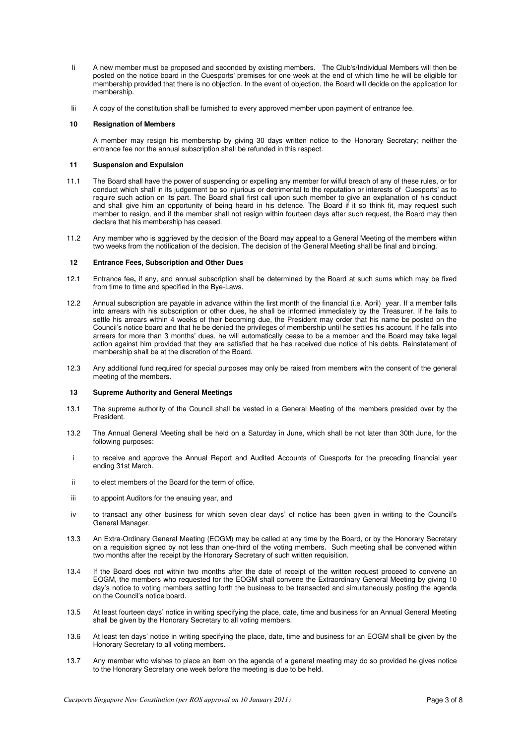Ii A new member must be proposed and seconded by existing members. The Club's/Individual Members will then be posted on the notice board in the Cuesports' premises for one week at the end of which time he will be eligible for membership provided that there is no objection. In the event of objection, the Board will decide on the application for membership.

Iii A copy of the constitution shall be furnished to every approved member upon payment of entrance fee.

### 10 Resignation of Members

A member may resign his membership by giving 30 days written notice to the Honorary Secretary; neither the entrance fee nor the annual subscription shall be refunded in this respect.

### 11 Suspension and Expulsion

11.1 The Board shall have the power of suspending or expelling any member for wilful breach of any of these rules, or for conduct which shall in its judgement be so injurious or detrimental to the reputation or interests of Cuesports' as to require such action on its part. The Board shall first call upon such member to give an explanation of his conduct and shall give him an opportunity of being heard in his defence. The Board if it so think fit, may request such member to resign, and if the member shall not resign within fourteen days after such request, the Board may then declare that his membership has ceased.

11.2 Any member who is aggrieved by the decision of the Board may appeal to a General Meeting of the members within two weeks from the notification of the decision. The decision of the General Meeting shall be final and binding.

### 12 Entrance Fees, Subscription and Other Dues

12.1 Entrance fee**,** if any, and annual subscription shall be determined by the Board at such sums which may be fixed from time to time and specified in the Bye-Laws.

12.2 Annual subscription are payable in advance within the first month of the financial (i.e. April) year. If a member falls into arrears with his subscription or other dues, he shall be informed immediately by the Treasurer. If he fails to settle his arrears within 4 weeks of their becoming due, the President may order that his name be posted on the Council's notice board and that he be denied the privileges of membership until he settles his account. If he falls into arrears for more than 3 months' dues, he will automatically cease to be a member and the Board may take legal action against him provided that they are satisfied that he has received due notice of his debts. Reinstatement of membership shall be at the discretion of the Board.

12.3 Any additional fund required for special purposes may only be raised from members with the consent of the general meeting of the members.

### 13 Supreme Authority and General Meetings

13.1 The supreme authority of the Council shall be vested in a General Meeting of the members presided over by the President.

13.2 The Annual General Meeting shall be held on a Saturday in June, which shall be not later than 30th June, for the following purposes:

i to receive and approve the Annual Report and Audited Accounts of Cuesports for the preceding financial year ending 31st March.

ii to elect members of the Board for the term of office.

iii to appoint Auditors for the ensuing year, and

iv to transact any other business for which seven clear days' of notice has been given in writing to the Council's General Manager.

13.3 An Extra-Ordinary General Meeting (EOGM) may be called at any time by the Board, or by the Honorary Secretary on a requisition signed by not less than one-third of the voting members. Such meeting shall be convened within two months after the receipt by the Honorary Secretary of such written requisition.

13.4 If the Board does not within two months after the date of receipt of the written request proceed to convene an EOGM, the members who requested for the EOGM shall convene the Extraordinary General Meeting by giving 10 day's notice to voting members setting forth the business to be transacted and simultaneously posting the agenda on the Council's notice board.

13.5 At least fourteen days' notice in writing specifying the place, date, time and business for an Annual General Meeting shall be given by the Honorary Secretary to all voting members.

13.6 At least ten days' notice in writing specifying the place, date, time and business for an EOGM shall be given by the Honorary Secretary to all voting members.

13.7 Any member who wishes to place an item on the agenda of a general meeting may do so provided he gives notice to the Honorary Secretary one week before the meeting is due to be held.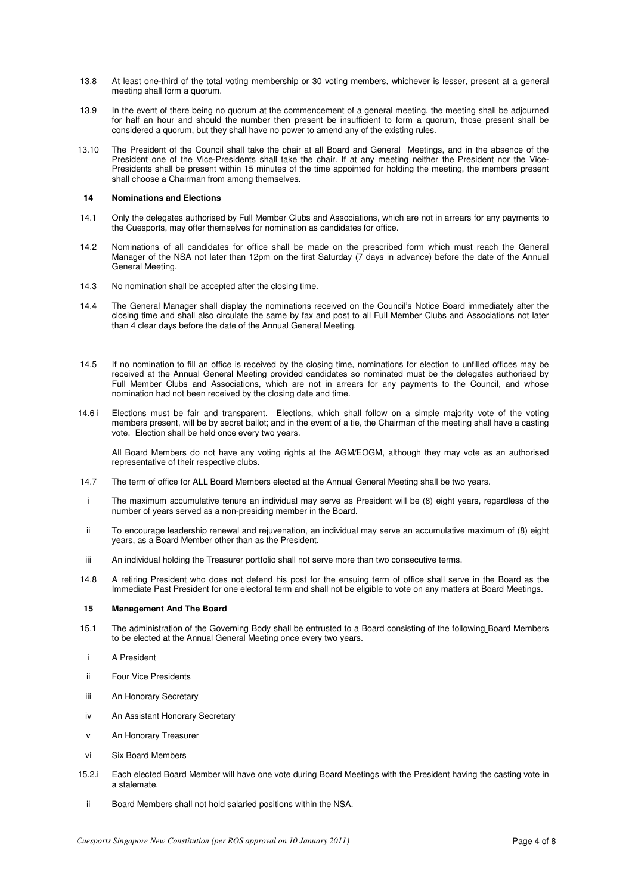13.8 At least one-third of the total voting membership or 30 voting members, whichever is lesser, present at a general meeting shall form a quorum.

13.9 In the event of there being no quorum at the commencement of a general meeting, the meeting shall be adjourned for half an hour and should the number then present be insufficient to form a quorum, those present shall be considered a quorum, but they shall have no power to amend any of the existing rules.

13.10 The President of the Council shall take the chair at all Board and General Meetings, and in the absence of the President one of the Vice-Presidents shall take the chair. If at any meeting neither the President nor the Vice-Presidents shall be present within 15 minutes of the time appointed for holding the meeting, the members present shall choose a Chairman from among themselves.

### 14 Nominations and Elections

14.1 Only the delegates authorised by Full Member Clubs and Associations, which are not in arrears for any payments to the Cuesports, may offer themselves for nomination as candidates for office.

14.2 Nominations of all candidates for office shall be made on the prescribed form which must reach the General Manager of the NSA not later than 12pm on the first Saturday (7 days in advance) before the date of the Annual General Meeting.

14.3 No nomination shall be accepted after the closing time.

14.4 The General Manager shall display the nominations received on the Council's Notice Board immediately after the closing time and shall also circulate the same by fax and post to all Full Member Clubs and Associations not later than 4 clear days before the date of the Annual General Meeting.

14.5 If no nomination to fill an office is received by the closing time, nominations for election to unfilled offices may be received at the Annual General Meeting provided candidates so nominated must be the delegates authorised by Full Member Clubs and Associations, which are not in arrears for any payments to the Council, and whose nomination had not been received by the closing date and time.

14.6 i Elections must be fair and transparent. Elections, which shall follow on a simple majority vote of the voting members present, will be by secret ballot; and in the event of a tie, the Chairman of the meeting shall have a casting vote. Election shall be held once every two years.

All Board Members do not have any voting rights at the AGM/EOGM, although they may vote as an authorised representative of their respective clubs.

14.7 The term of office for ALL Board Members elected at the Annual General Meeting shall be two years.

i The maximum accumulative tenure an individual may serve as President will be (8) eight years, regardless of the number of years served as a non-presiding member in the Board.

ii To encourage leadership renewal and rejuvenation, an individual may serve an accumulative maximum of (8) eight years, as a Board Member other than as the President.

iii An individual holding the Treasurer portfolio shall not serve more than two consecutive terms.

14.8 A retiring President who does not defend his post for the ensuing term of office shall serve in the Board as the Immediate Past President for one electoral term and shall not be eligible to vote on any matters at Board Meetings.

### 15 Management And The Board

15.1 The administration of the Governing Body shall be entrusted to a Board consisting of the following Board Members to be elected at the Annual General Meeting once every two years.

i A President

ii Four Vice Presidents

iii An Honorary Secretary

iv An Assistant Honorary Secretary

v An Honorary Treasurer

vi Six Board Members

15.2.i Each elected Board Member will have one vote during Board Meetings with the President having the casting vote in a stalemate.

ii Board Members shall not hold salaried positions within the NSA.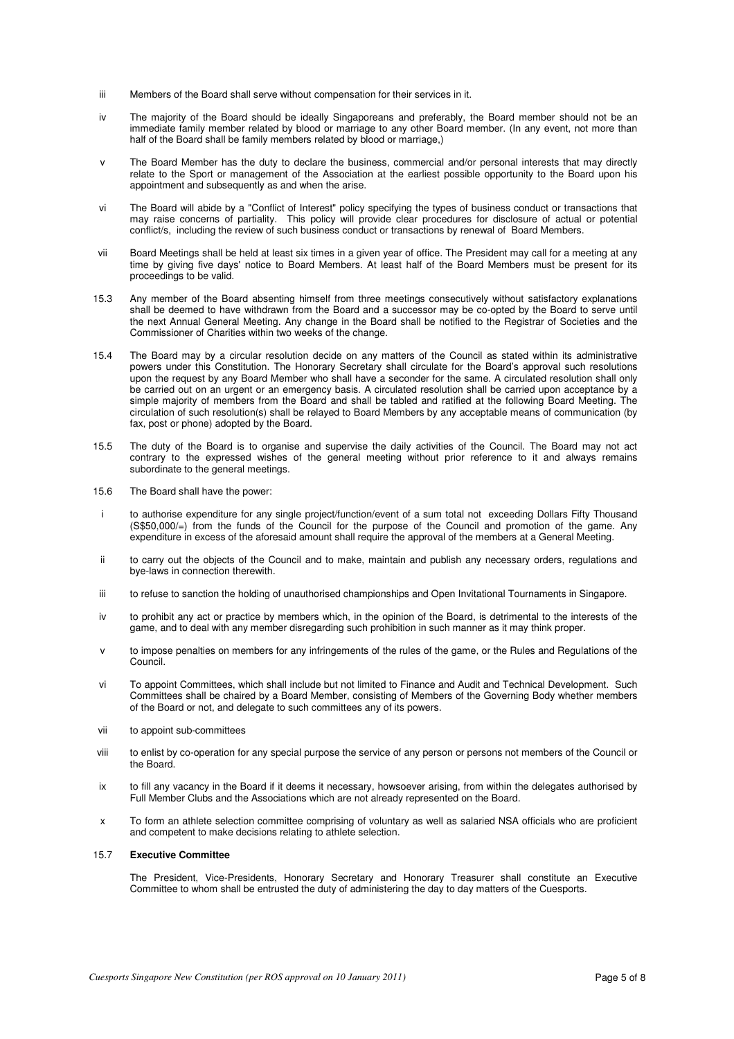iii Members of the Board shall serve without compensation for their services in it.

iv The majority of the Board should be ideally Singaporeans and preferably, the Board member should not be an immediate family member related by blood or marriage to any other Board member. (In any event, not more than half of the Board shall be family members related by blood or marriage,)

v The Board Member has the duty to declare the business, commercial and/or personal interests that may directly relate to the Sport or management of the Association at the earliest possible opportunity to the Board upon his appointment and subsequently as and when the arise.

vi The Board will abide by a "Conflict of Interest" policy specifying the types of business conduct or transactions that may raise concerns of partiality. This policy will provide clear procedures for disclosure of actual or potential conflict/s, including the review of such business conduct or transactions by renewal of Board Members.

vii Board Meetings shall be held at least six times in a given year of office. The President may call for a meeting at any time by giving five days' notice to Board Members. At least half of the Board Members must be present for its proceedings to be valid.

15.3 Any member of the Board absenting himself from three meetings consecutively without satisfactory explanations shall be deemed to have withdrawn from the Board and a successor may be co-opted by the Board to serve until the next Annual General Meeting. Any change in the Board shall be notified to the Registrar of Societies and the Commissioner of Charities within two weeks of the change.

15.4 The Board may by a circular resolution decide on any matters of the Council as stated within its administrative powers under this Constitution. The Honorary Secretary shall circulate for the Board's approval such resolutions upon the request by any Board Member who shall have a seconder for the same. A circulated resolution shall only be carried out on an urgent or an emergency basis. A circulated resolution shall be carried upon acceptance by a simple majority of members from the Board and shall be tabled and ratified at the following Board Meeting. The circulation of such resolution(s) shall be relayed to Board Members by any acceptable means of communication (by fax, post or phone) adopted by the Board.

15.5 The duty of the Board is to organise and supervise the daily activities of the Council. The Board may not act contrary to the expressed wishes of the general meeting without prior reference to it and always remains subordinate to the general meetings.

15.6 The Board shall have the power:

i to authorise expenditure for any single project/function/event of a sum total not exceeding Dollars Fifty Thousand (S$50,000/=) from the funds of the Council for the purpose of the Council and promotion of the game. Any expenditure in excess of the aforesaid amount shall require the approval of the members at a General Meeting.

ii to carry out the objects of the Council and to make, maintain and publish any necessary orders, regulations and bye-laws in connection therewith.

iii to refuse to sanction the holding of unauthorised championships and Open Invitational Tournaments in Singapore.

iv to prohibit any act or practice by members which, in the opinion of the Board, is detrimental to the interests of the game, and to deal with any member disregarding such prohibition in such manner as it may think proper.

v to impose penalties on members for any infringements of the rules of the game, or the Rules and Regulations of the Council.

vi To appoint Committees, which shall include but not limited to Finance and Audit and Technical Development. Such Committees shall be chaired by a Board Member, consisting of Members of the Governing Body whether members of the Board or not, and delegate to such committees any of its powers.

vii to appoint sub-committees

viii to enlist by co-operation for any special purpose the service of any person or persons not members of the Council or the Board.

ix to fill any vacancy in the Board if it deems it necessary, howsoever arising, from within the delegates authorised by Full Member Clubs and the Associations which are not already represented on the Board.

x To form an athlete selection committee comprising of voluntary as well as salaried NSA officials who are proficient and competent to make decisions relating to athlete selection.

15.7 **Executive Committee**

The President, Vice-Presidents, Honorary Secretary and Honorary Treasurer shall constitute an Executive Committee to whom shall be entrusted the duty of administering the day to day matters of the Cuesports.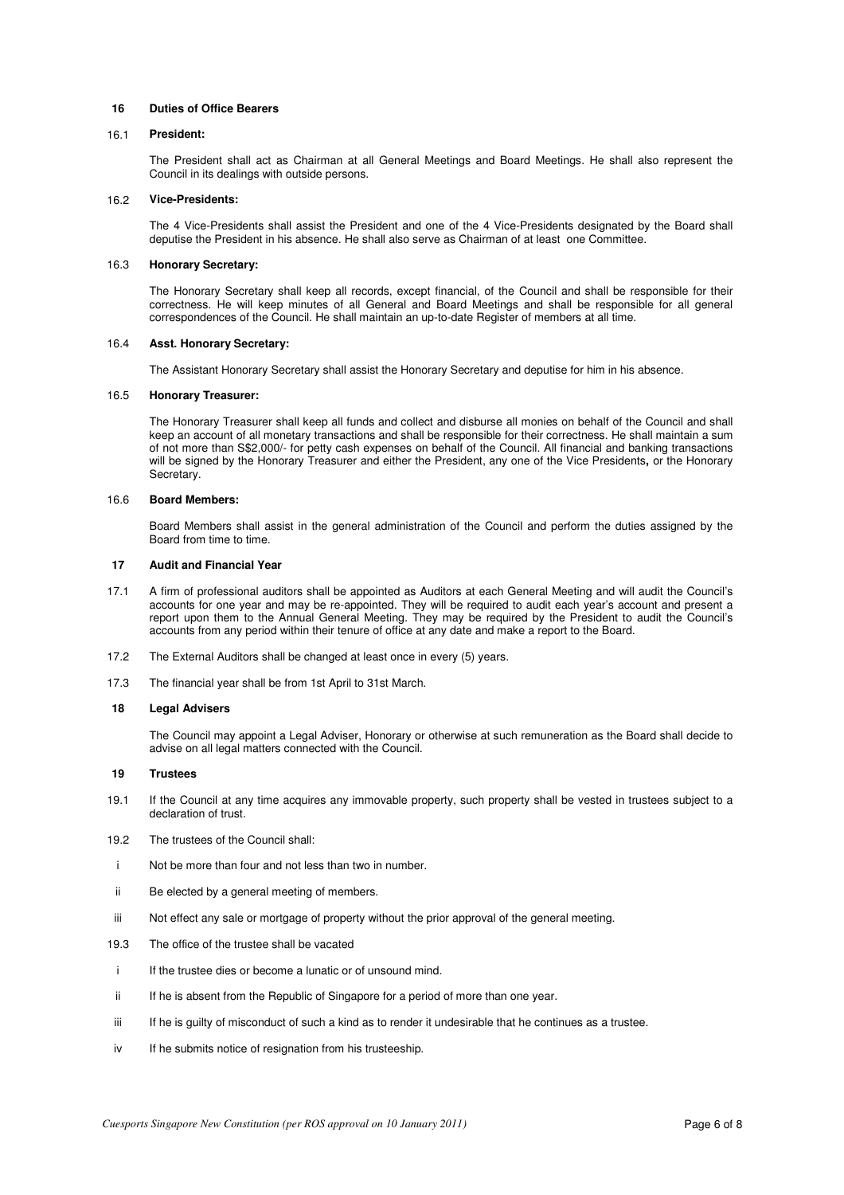## 16 Duties of Office Bearers

### 16.1 President:

The President shall act as Chairman at all General Meetings and Board Meetings. He shall also represent the Council in its dealings with outside persons.

### 16.2 Vice-Presidents:

The 4 Vice-Presidents shall assist the President and one of the 4 Vice-Presidents designated by the Board shall deputise the President in his absence. He shall also serve as Chairman of at least one Committee.

### 16.3 Honorary Secretary:

The Honorary Secretary shall keep all records, except financial, of the Council and shall be responsible for their correctness. He will keep minutes of all General and Board Meetings and shall be responsible for all general correspondences of the Council. He shall maintain an up-to-date Register of members at all time.

### 16.4 Asst. Honorary Secretary:

The Assistant Honorary Secretary shall assist the Honorary Secretary and deputise for him in his absence.

### 16.5 Honorary Treasurer:

The Honorary Treasurer shall keep all funds and collect and disburse all monies on behalf of the Council and shall keep an account of all monetary transactions and shall be responsible for their correctness. He shall maintain a sum of not more than S$2,000/- for petty cash expenses on behalf of the Council. All financial and banking transactions will be signed by the Honorary Treasurer and either the President, any one of the Vice Presidents**,** or the Honorary Secretary.

### 16.6 Board Members:

Board Members shall assist in the general administration of the Council and perform the duties assigned by the Board from time to time.

## 17 Audit and Financial Year

17.1 A firm of professional auditors shall be appointed as Auditors at each General Meeting and will audit the Council's accounts for one year and may be re-appointed. They will be required to audit each year's account and present a report upon them to the Annual General Meeting. They may be required by the President to audit the Council's accounts from any period within their tenure of office at any date and make a report to the Board.

17.2 The External Auditors shall be changed at least once in every (5) years.

17.3 The financial year shall be from 1st April to 31st March.

## 18 Legal Advisers

The Council may appoint a Legal Adviser, Honorary or otherwise at such remuneration as the Board shall decide to advise on all legal matters connected with the Council.

## 19 Trustees

19.1 If the Council at any time acquires any immovable property, such property shall be vested in trustees subject to a declaration of trust.

19.2 The trustees of the Council shall:

- i Not be more than four and not less than two in number.
- ii Be elected by a general meeting of members.
- iii Not effect any sale or mortgage of property without the prior approval of the general meeting.

19.3 The office of the trustee shall be vacated

- i If the trustee dies or become a lunatic or of unsound mind.
- ii If he is absent from the Republic of Singapore for a period of more than one year.
- iii If he is guilty of misconduct of such a kind as to render it undesirable that he continues as a trustee.
- iv If he submits notice of resignation from his trusteeship.

*Cuesports Singapore New Constitution (per ROS approval on 10 January 2011)*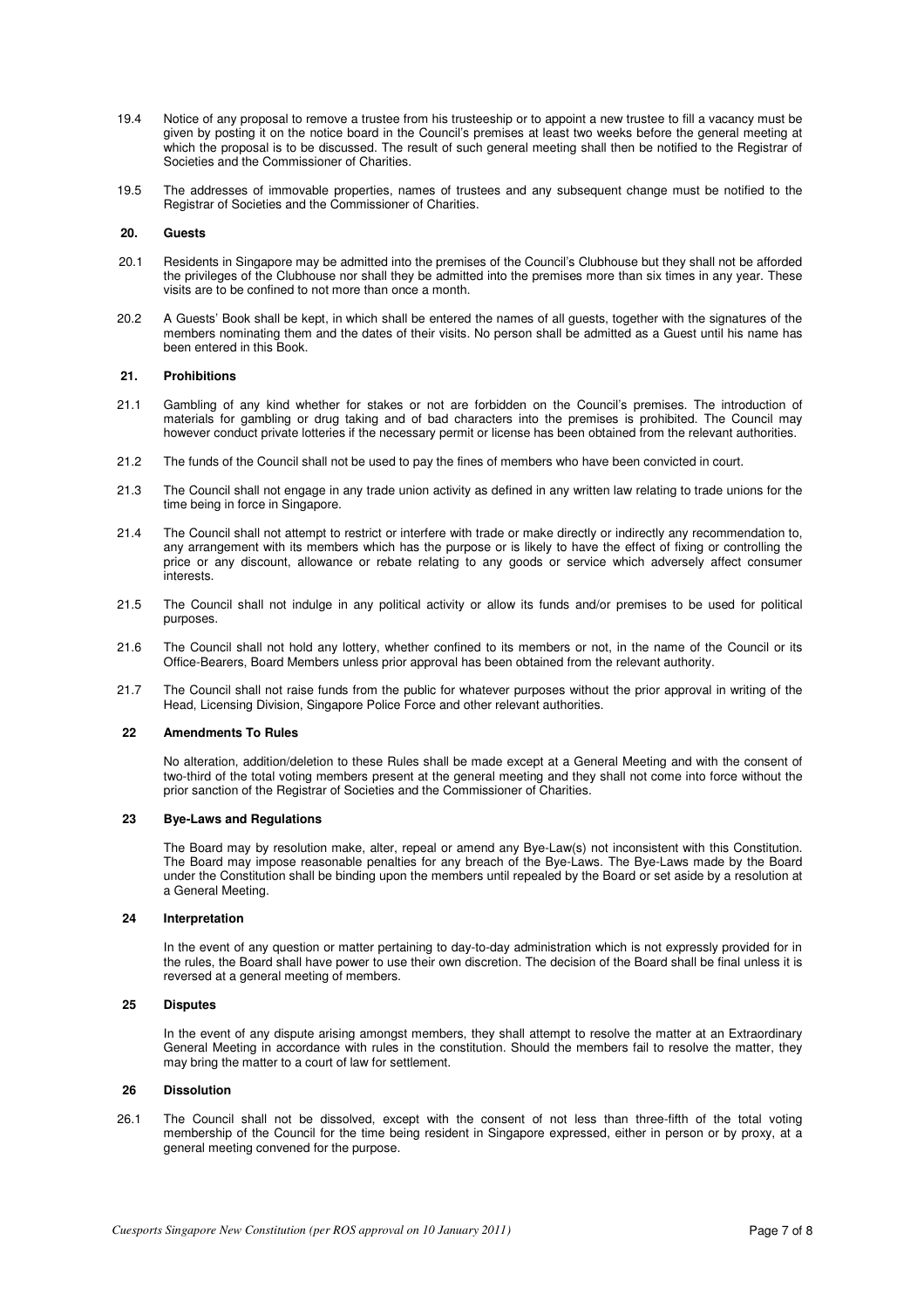19.4 Notice of any proposal to remove a trustee from his trusteeship or to appoint a new trustee to fill a vacancy must be given by posting it on the notice board in the Council's premises at least two weeks before the general meeting at which the proposal is to be discussed. The result of such general meeting shall then be notified to the Registrar of Societies and the Commissioner of Charities.

19.5 The addresses of immovable properties, names of trustees and any subsequent change must be notified to the Registrar of Societies and the Commissioner of Charities.

### 20. Guests

20.1 Residents in Singapore may be admitted into the premises of the Council's Clubhouse but they shall not be afforded the privileges of the Clubhouse nor shall they be admitted into the premises more than six times in any year. These visits are to be confined to not more than once a month.

20.2 A Guests' Book shall be kept, in which shall be entered the names of all guests, together with the signatures of the members nominating them and the dates of their visits. No person shall be admitted as a Guest until his name has been entered in this Book.

### 21. Prohibitions

21.1 Gambling of any kind whether for stakes or not are forbidden on the Council's premises. The introduction of materials for gambling or drug taking and of bad characters into the premises is prohibited. The Council may however conduct private lotteries if the necessary permit or license has been obtained from the relevant authorities.

21.2 The funds of the Council shall not be used to pay the fines of members who have been convicted in court.

21.3 The Council shall not engage in any trade union activity as defined in any written law relating to trade unions for the time being in force in Singapore.

21.4 The Council shall not attempt to restrict or interfere with trade or make directly or indirectly any recommendation to, any arrangement with its members which has the purpose or is likely to have the effect of fixing or controlling the price or any discount, allowance or rebate relating to any goods or service which adversely affect consumer interests.

21.5 The Council shall not indulge in any political activity or allow its funds and/or premises to be used for political purposes.

21.6 The Council shall not hold any lottery, whether confined to its members or not, in the name of the Council or its Office-Bearers, Board Members unless prior approval has been obtained from the relevant authority.

21.7 The Council shall not raise funds from the public for whatever purposes without the prior approval in writing of the Head, Licensing Division, Singapore Police Force and other relevant authorities.

### 22 Amendments To Rules

No alteration, addition/deletion to these Rules shall be made except at a General Meeting and with the consent of two-third of the total voting members present at the general meeting and they shall not come into force without the prior sanction of the Registrar of Societies and the Commissioner of Charities.

### 23 Bye-Laws and Regulations

The Board may by resolution make, alter, repeal or amend any Bye-Law(s) not inconsistent with this Constitution. The Board may impose reasonable penalties for any breach of the Bye-Laws. The Bye-Laws made by the Board under the Constitution shall be binding upon the members until repealed by the Board or set aside by a resolution at a General Meeting.

### 24 Interpretation

In the event of any question or matter pertaining to day-to-day administration which is not expressly provided for in the rules, the Board shall have power to use their own discretion. The decision of the Board shall be final unless it is reversed at a general meeting of members.

### 25 Disputes

In the event of any dispute arising amongst members, they shall attempt to resolve the matter at an Extraordinary General Meeting in accordance with rules in the constitution. Should the members fail to resolve the matter, they may bring the matter to a court of law for settlement.

### 26 Dissolution

26.1 The Council shall not be dissolved, except with the consent of not less than three-fifth of the total voting membership of the Council for the time being resident in Singapore expressed, either in person or by proxy, at a general meeting convened for the purpose.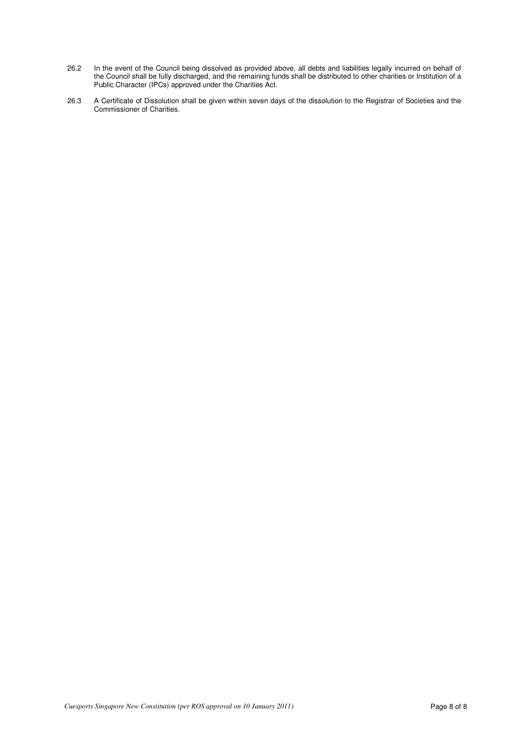26.2 In the event of the Council being dissolved as provided above, all debts and liabilities legally incurred on behalf of the Council shall be fully discharged, and the remaining funds shall be distributed to other charities or Institution of a Public Character (IPCs) approved under the Charities Act.

26.3 A Certificate of Dissolution shall be given within seven days of the dissolution to the Registrar of Societies and the Commissioner of Charities.